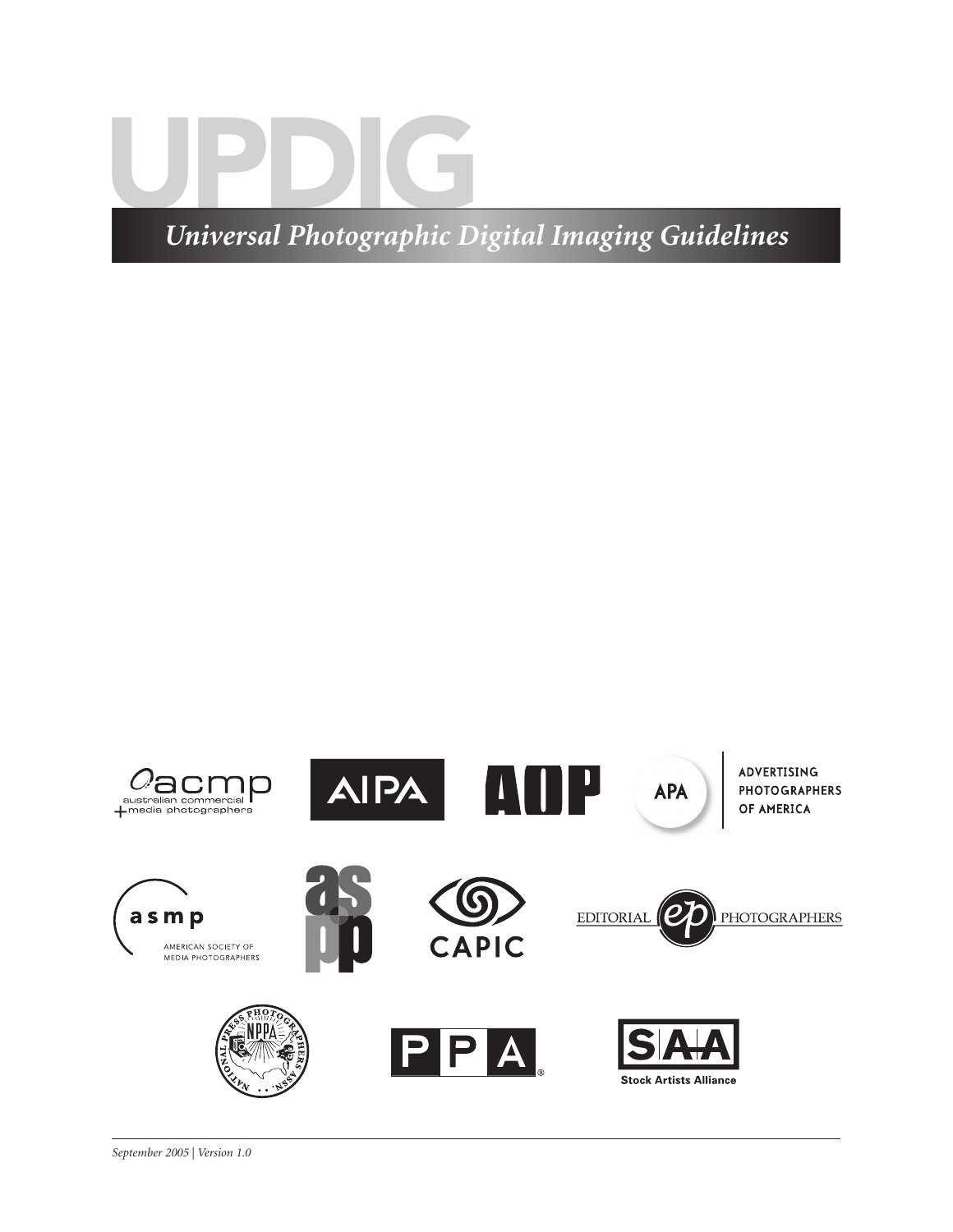# UPDIG

*Universal Photographic Digital Imaging Guidelines*

acmp australian commercial + media photographers

AIPA

AOP

APA ADVERTISING PHOTOGRAPHERS OF AMERICA

asmp AMERICAN SOCIETY OF MEDIA PHOTOGRAPHERS

aspp

CAPIC

EDITORIAL ep PHOTOGRAPHERS

NATIONAL PRESS PHOTOGRAPHERS ASSN. NPPA

PPA®

SAA Stock Artists Alliance

*September 2005 | Version 1.0*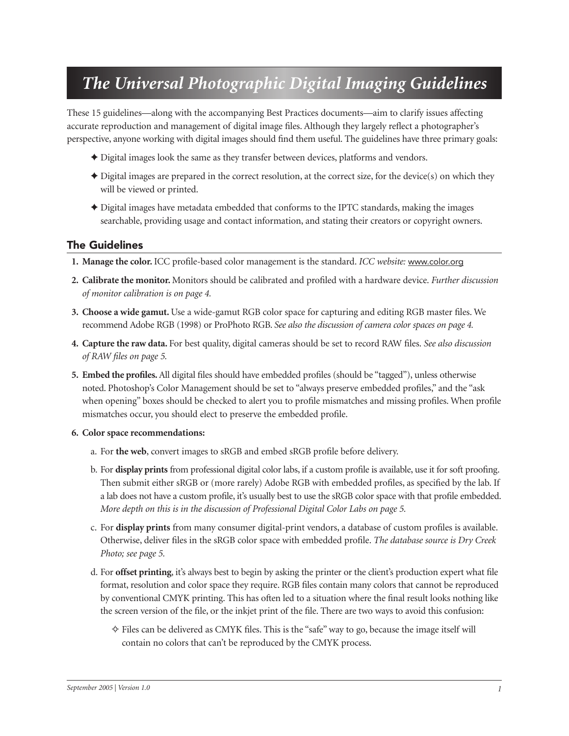# *The Universal Photographic Digital Imaging Guidelines*

These 15 guidelines—along with the accompanying Best Practices documents—aim to clarify issues affecting accurate reproduction and management of digital image files. Although they largely reflect a photographer's perspective, anyone working with digital images should find them useful. The guidelines have three primary goals:

✦ Digital images look the same as they transfer between devices, platforms and vendors.

✦ Digital images are prepared in the correct resolution, at the correct size, for the device(s) on which they will be viewed or printed.

✦ Digital images have metadata embedded that conforms to the IPTC standards, making the images searchable, providing usage and contact information, and stating their creators or copyright owners.

## The Guidelines

1. **Manage the color.** ICC profile-based color management is the standard. *ICC website:* www.color.org

2. **Calibrate the monitor.** Monitors should be calibrated and profiled with a hardware device. *Further discussion of monitor calibration is on page 4.*

3. **Choose a wide gamut.** Use a wide-gamut RGB color space for capturing and editing RGB master files. We recommend Adobe RGB (1998) or ProPhoto RGB. *See also the discussion of camera color spaces on page 4.*

4. **Capture the raw data.** For best quality, digital cameras should be set to record RAW files. *See also discussion of RAW files on page 5.*

5. **Embed the profiles.** All digital files should have embedded profiles (should be "tagged"), unless otherwise noted. Photoshop's Color Management should be set to "always preserve embedded profiles," and the "ask when opening" boxes should be checked to alert you to profile mismatches and missing profiles. When profile mismatches occur, you should elect to preserve the embedded profile.

6. **Color space recommendations:**

   a. For **the web**, convert images to sRGB and embed sRGB profile before delivery.

   b. For **display prints** from professional digital color labs, if a custom profile is available, use it for soft proofing. Then submit either sRGB or (more rarely) Adobe RGB with embedded profiles, as specified by the lab. If a lab does not have a custom profile, it's usually best to use the sRGB color space with that profile embedded. *More depth on this is in the discussion of Professional Digital Color Labs on page 5.*

   c. For **display prints** from many consumer digital-print vendors, a database of custom profiles is available. Otherwise, deliver files in the sRGB color space with embedded profile. *The database source is Dry Creek Photo; see page 5.*

   d. For **offset printing**, it's always best to begin by asking the printer or the client's production expert what file format, resolution and color space they require. RGB files contain many colors that cannot be reproduced by conventional CMYK printing. This has often led to a situation where the final result looks nothing like the screen version of the file, or the inkjet print of the file. There are two ways to avoid this confusion:

      ✧ Files can be delivered as CMYK files. This is the "safe" way to go, because the image itself will contain no colors that can't be reproduced by the CMYK process.

*September 2005 | Version 1.0*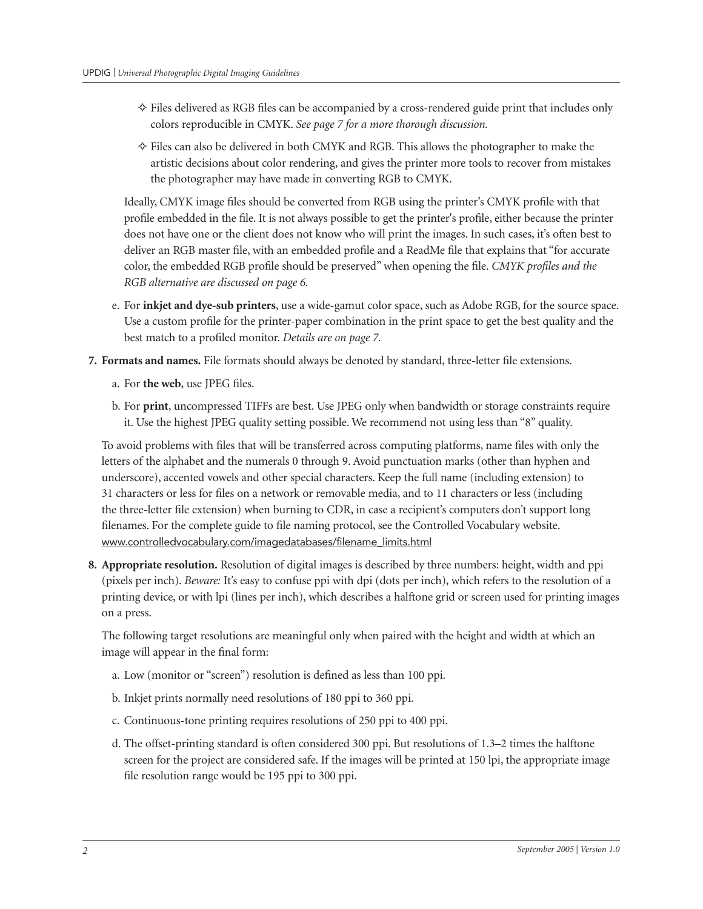- ✧ Files delivered as RGB files can be accompanied by a cross-rendered guide print that includes only colors reproducible in CMYK. *See page 7 for a more thorough discussion.*
- ✧ Files can also be delivered in both CMYK and RGB. This allows the photographer to make the artistic decisions about color rendering, and gives the printer more tools to recover from mistakes the photographer may have made in converting RGB to CMYK.

Ideally, CMYK image files should be converted from RGB using the printer's CMYK profile with that profile embedded in the file. It is not always possible to get the printer's profile, either because the printer does not have one or the client does not know who will print the images. In such cases, it's often best to deliver an RGB master file, with an embedded profile and a ReadMe file that explains that "for accurate color, the embedded RGB profile should be preserved" when opening the file. *CMYK profiles and the RGB alternative are discussed on page 6.*

e. For **inkjet and dye-sub printers**, use a wide-gamut color space, such as Adobe RGB, for the source space. Use a custom profile for the printer-paper combination in the print space to get the best quality and the best match to a profiled monitor. *Details are on page 7.*

**7. Formats and names.** File formats should always be denoted by standard, three-letter file extensions.

a. For **the web**, use JPEG files.

b. For **print**, uncompressed TIFFs are best. Use JPEG only when bandwidth or storage constraints require it. Use the highest JPEG quality setting possible. We recommend not using less than "8" quality.

To avoid problems with files that will be transferred across computing platforms, name files with only the letters of the alphabet and the numerals 0 through 9. Avoid punctuation marks (other than hyphen and underscore), accented vowels and other special characters. Keep the full name (including extension) to 31 characters or less for files on a network or removable media, and to 11 characters or less (including the three-letter file extension) when burning to CDR, in case a recipient's computers don't support long filenames. For the complete guide to file naming protocol, see the Controlled Vocabulary website. www.controlledvocabulary.com/imagedatabases/filename_limits.html

**8. Appropriate resolution.** Resolution of digital images is described by three numbers: height, width and ppi (pixels per inch). *Beware:* It's easy to confuse ppi with dpi (dots per inch), which refers to the resolution of a printing device, or with lpi (lines per inch), which describes a halftone grid or screen used for printing images on a press.

The following target resolutions are meaningful only when paired with the height and width at which an image will appear in the final form:

a. Low (monitor or "screen") resolution is defined as less than 100 ppi.

b. Inkjet prints normally need resolutions of 180 ppi to 360 ppi.

c. Continuous-tone printing requires resolutions of 250 ppi to 400 ppi.

d. The offset-printing standard is often considered 300 ppi. But resolutions of 1.3–2 times the halftone screen for the project are considered safe. If the images will be printed at 150 lpi, the appropriate image file resolution range would be 195 ppi to 300 ppi.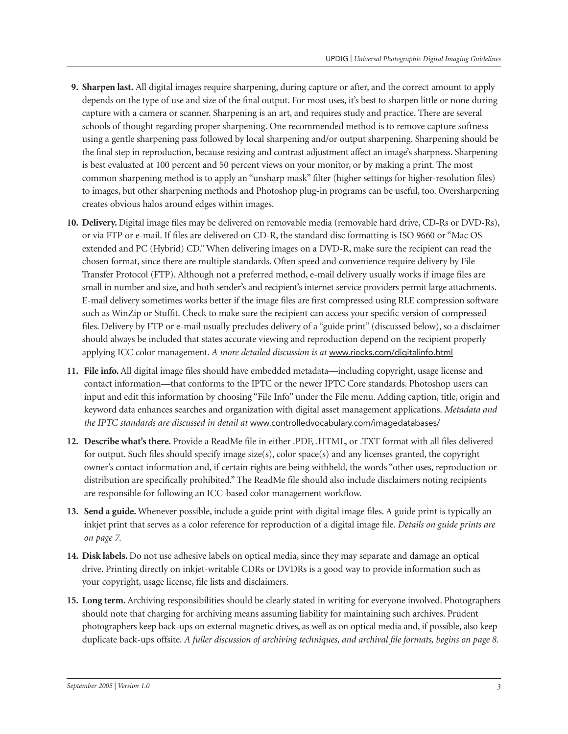9. **Sharpen last.** All digital images require sharpening, during capture or after, and the correct amount to apply depends on the type of use and size of the final output. For most uses, it's best to sharpen little or none during capture with a camera or scanner. Sharpening is an art, and requires study and practice. There are several schools of thought regarding proper sharpening. One recommended method is to remove capture softness using a gentle sharpening pass followed by local sharpening and/or output sharpening. Sharpening should be the final step in reproduction, because resizing and contrast adjustment affect an image's sharpness. Sharpening is best evaluated at 100 percent and 50 percent views on your monitor, or by making a print. The most common sharpening method is to apply an "unsharp mask" filter (higher settings for higher-resolution files) to images, but other sharpening methods and Photoshop plug-in programs can be useful, too. Oversharpening creates obvious halos around edges within images.

10. **Delivery.** Digital image files may be delivered on removable media (removable hard drive, CD-Rs or DVD-Rs), or via FTP or e-mail. If files are delivered on CD-R, the standard disc formatting is ISO 9660 or "Mac OS extended and PC (Hybrid) CD." When delivering images on a DVD-R, make sure the recipient can read the chosen format, since there are multiple standards. Often speed and convenience require delivery by File Transfer Protocol (FTP). Although not a preferred method, e-mail delivery usually works if image files are small in number and size, and both sender's and recipient's internet service providers permit large attachments. E-mail delivery sometimes works better if the image files are first compressed using RLE compression software such as WinZip or Stuffit. Check to make sure the recipient can access your specific version of compressed files. Delivery by FTP or e-mail usually precludes delivery of a "guide print" (discussed below), so a disclaimer should always be included that states accurate viewing and reproduction depend on the recipient properly applying ICC color management. *A more detailed discussion is at* www.riecks.com/digitalinfo.html

11. **File info.** All digital image files should have embedded metadata—including copyright, usage license and contact information—that conforms to the IPTC or the newer IPTC Core standards. Photoshop users can input and edit this information by choosing "File Info" under the File menu. Adding caption, title, origin and keyword data enhances searches and organization with digital asset management applications. *Metadata and the IPTC standards are discussed in detail at* www.controlledvocabulary.com/imagedatabases/

12. **Describe what's there.** Provide a ReadMe file in either .PDF, .HTML, or .TXT format with all files delivered for output. Such files should specify image size(s), color space(s) and any licenses granted, the copyright owner's contact information and, if certain rights are being withheld, the words "other uses, reproduction or distribution are specifically prohibited." The ReadMe file should also include disclaimers noting recipients are responsible for following an ICC-based color management workflow.

13. **Send a guide.** Whenever possible, include a guide print with digital image files. A guide print is typically an inkjet print that serves as a color reference for reproduction of a digital image file. *Details on guide prints are on page 7.*

14. **Disk labels.** Do not use adhesive labels on optical media, since they may separate and damage an optical drive. Printing directly on inkjet-writable CDRs or DVDRs is a good way to provide information such as your copyright, usage license, file lists and disclaimers.

15. **Long term.** Archiving responsibilities should be clearly stated in writing for everyone involved. Photographers should note that charging for archiving means assuming liability for maintaining such archives. Prudent photographers keep back-ups on external magnetic drives, as well as on optical media and, if possible, also keep duplicate back-ups offsite. *A fuller discussion of archiving techniques, and archival file formats, begins on page 8.*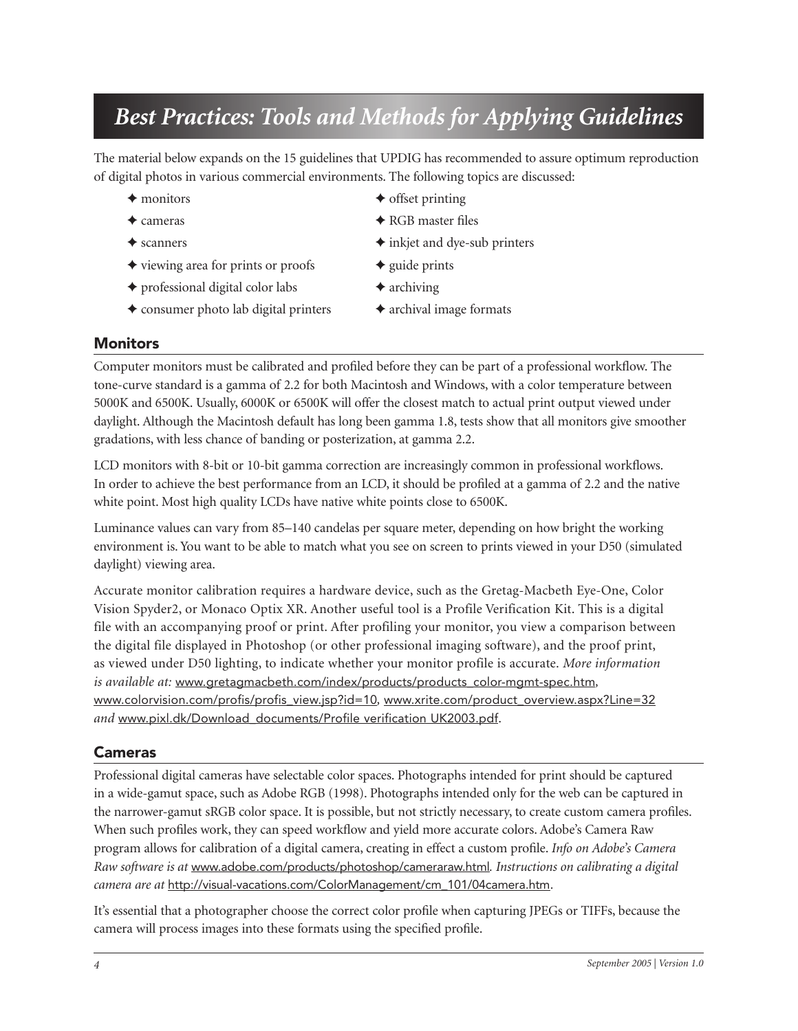# Best Practices: Tools and Methods for Applying Guidelines

The material below expands on the 15 guidelines that UPDIG has recommended to assure optimum reproduction of digital photos in various commercial environments. The following topics are discussed:

- ✦ monitors
- ✦ cameras
- ✦ scanners
- ✦ viewing area for prints or proofs
- ✦ professional digital color labs
- ✦ consumer photo lab digital printers
- ✦ offset printing
- ✦ RGB master files
- ✦ inkjet and dye-sub printers
- ✦ guide prints
- ✦ archiving
- ✦ archival image formats

## Monitors

Computer monitors must be calibrated and profiled before they can be part of a professional workflow. The tone-curve standard is a gamma of 2.2 for both Macintosh and Windows, with a color temperature between 5000K and 6500K. Usually, 6000K or 6500K will offer the closest match to actual print output viewed under daylight. Although the Macintosh default has long been gamma 1.8, tests show that all monitors give smoother gradations, with less chance of banding or posterization, at gamma 2.2.

LCD monitors with 8-bit or 10-bit gamma correction are increasingly common in professional workflows. In order to achieve the best performance from an LCD, it should be profiled at a gamma of 2.2 and the native white point. Most high quality LCDs have native white points close to 6500K.

Luminance values can vary from 85–140 candelas per square meter, depending on how bright the working environment is. You want to be able to match what you see on screen to prints viewed in your D50 (simulated daylight) viewing area.

Accurate monitor calibration requires a hardware device, such as the Gretag-Macbeth Eye-One, Color Vision Spyder2, or Monaco Optix XR. Another useful tool is a Profile Verification Kit. This is a digital file with an accompanying proof or print. After profiling your monitor, you view a comparison between the digital file displayed in Photoshop (or other professional imaging software), and the proof print, as viewed under D50 lighting, to indicate whether your monitor profile is accurate. *More information is available at:* www.gretagmacbeth.com/index/products/products_color-mgmt-spec.htm, www.colorvision.com/profis/profis_view.jsp?id=10, www.xrite.com/product_overview.aspx?Line=32 *and* www.pixl.dk/Download_documents/Profile verification UK2003.pdf.

## Cameras

Professional digital cameras have selectable color spaces. Photographs intended for print should be captured in a wide-gamut space, such as Adobe RGB (1998). Photographs intended only for the web can be captured in the narrower-gamut sRGB color space. It is possible, but not strictly necessary, to create custom camera profiles. When such profiles work, they can speed workflow and yield more accurate colors. Adobe's Camera Raw program allows for calibration of a digital camera, creating in effect a custom profile. *Info on Adobe's Camera Raw software is at* www.adobe.com/products/photoshop/cameraraw.html*. Instructions on calibrating a digital camera are at* http://visual-vacations.com/ColorManagement/cm_101/04camera.htm.

It's essential that a photographer choose the correct color profile when capturing JPEGs or TIFFs, because the camera will process images into these formats using the specified profile.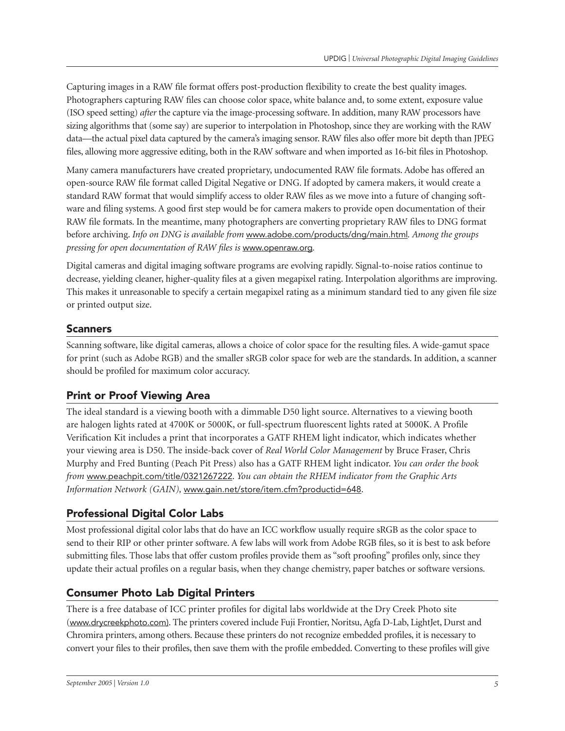Capturing images in a RAW file format offers post-production flexibility to create the best quality images. Photographers capturing RAW files can choose color space, white balance and, to some extent, exposure value (ISO speed setting) *after* the capture via the image-processing software. In addition, many RAW processors have sizing algorithms that (some say) are superior to interpolation in Photoshop, since they are working with the RAW data—the actual pixel data captured by the camera's imaging sensor. RAW files also offer more bit depth than JPEG files, allowing more aggressive editing, both in the RAW software and when imported as 16-bit files in Photoshop.

Many camera manufacturers have created proprietary, undocumented RAW file formats. Adobe has offered an open-source RAW file format called Digital Negative or DNG. If adopted by camera makers, it would create a standard RAW format that would simplify access to older RAW files as we move into a future of changing software and filing systems. A good first step would be for camera makers to provide open documentation of their RAW file formats. In the meantime, many photographers are converting proprietary RAW files to DNG format before archiving. *Info on DNG is available from* www.adobe.com/products/dng/main.html*. Among the groups pressing for open documentation of RAW files is* www.openraw.org*.*

Digital cameras and digital imaging software programs are evolving rapidly. Signal-to-noise ratios continue to decrease, yielding cleaner, higher-quality files at a given megapixel rating. Interpolation algorithms are improving. This makes it unreasonable to specify a certain megapixel rating as a minimum standard tied to any given file size or printed output size.

## Scanners

Scanning software, like digital cameras, allows a choice of color space for the resulting files. A wide-gamut space for print (such as Adobe RGB) and the smaller sRGB color space for web are the standards. In addition, a scanner should be profiled for maximum color accuracy.

## Print or Proof Viewing Area

The ideal standard is a viewing booth with a dimmable D50 light source. Alternatives to a viewing booth are halogen lights rated at 4700K or 5000K, or full-spectrum fluorescent lights rated at 5000K. A Profile Verification Kit includes a print that incorporates a GATF RHEM light indicator, which indicates whether your viewing area is D50. The inside-back cover of *Real World Color Management* by Bruce Fraser, Chris Murphy and Fred Bunting (Peach Pit Press) also has a GATF RHEM light indicator. *You can order the book from* www.peachpit.com/title/0321267222*. You can obtain the RHEM indicator from the Graphic Arts Information Network (GAIN),* www.gain.net/store/item.cfm?productid=648.

## Professional Digital Color Labs

Most professional digital color labs that do have an ICC workflow usually require sRGB as the color space to send to their RIP or other printer software. A few labs will work from Adobe RGB files, so it is best to ask before submitting files. Those labs that offer custom profiles provide them as "soft proofing" profiles only, since they update their actual profiles on a regular basis, when they change chemistry, paper batches or software versions.

## Consumer Photo Lab Digital Printers

There is a free database of ICC printer profiles for digital labs worldwide at the Dry Creek Photo site (www.drycreekphoto.com). The printers covered include Fuji Frontier, Noritsu, Agfa D-Lab, LightJet, Durst and Chromira printers, among others. Because these printers do not recognize embedded profiles, it is necessary to convert your files to their profiles, then save them with the profile embedded. Converting to these profiles will give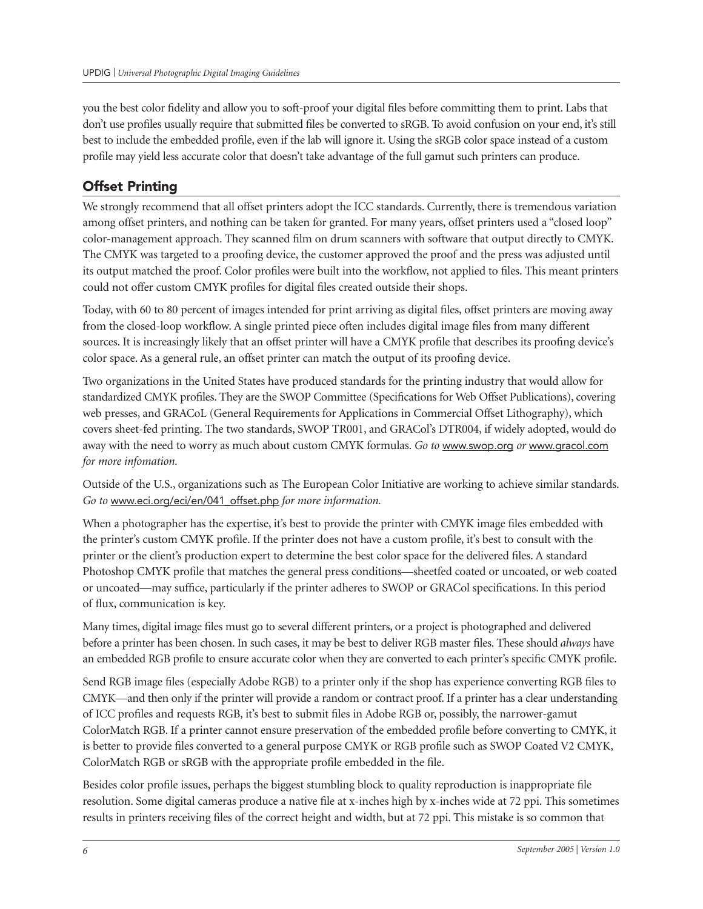you the best color fidelity and allow you to soft-proof your digital files before committing them to print. Labs that don't use profiles usually require that submitted files be converted to sRGB. To avoid confusion on your end, it's still best to include the embedded profile, even if the lab will ignore it. Using the sRGB color space instead of a custom profile may yield less accurate color that doesn't take advantage of the full gamut such printers can produce.

## Offset Printing

We strongly recommend that all offset printers adopt the ICC standards. Currently, there is tremendous variation among offset printers, and nothing can be taken for granted. For many years, offset printers used a "closed loop" color-management approach. They scanned film on drum scanners with software that output directly to CMYK. The CMYK was targeted to a proofing device, the customer approved the proof and the press was adjusted until its output matched the proof. Color profiles were built into the workflow, not applied to files. This meant printers could not offer custom CMYK profiles for digital files created outside their shops.

Today, with 60 to 80 percent of images intended for print arriving as digital files, offset printers are moving away from the closed-loop workflow. A single printed piece often includes digital image files from many different sources. It is increasingly likely that an offset printer will have a CMYK profile that describes its proofing device's color space. As a general rule, an offset printer can match the output of its proofing device.

Two organizations in the United States have produced standards for the printing industry that would allow for standardized CMYK profiles. They are the SWOP Committee (Specifications for Web Offset Publications), covering web presses, and GRACoL (General Requirements for Applications in Commercial Offset Lithography), which covers sheet-fed printing. The two standards, SWOP TR001, and GRACol's DTR004, if widely adopted, would do away with the need to worry as much about custom CMYK formulas. *Go to* www.swop.org *or* www.gracol.com *for more infomation.*

Outside of the U.S., organizations such as The European Color Initiative are working to achieve similar standards. *Go to* www.eci.org/eci/en/041_offset.php *for more information.*

When a photographer has the expertise, it's best to provide the printer with CMYK image files embedded with the printer's custom CMYK profile. If the printer does not have a custom profile, it's best to consult with the printer or the client's production expert to determine the best color space for the delivered files. A standard Photoshop CMYK profile that matches the general press conditions—sheetfed coated or uncoated, or web coated or uncoated—may suffice, particularly if the printer adheres to SWOP or GRACol specifications. In this period of flux, communication is key.

Many times, digital image files must go to several different printers, or a project is photographed and delivered before a printer has been chosen. In such cases, it may be best to deliver RGB master files. These should *always* have an embedded RGB profile to ensure accurate color when they are converted to each printer's specific CMYK profile.

Send RGB image files (especially Adobe RGB) to a printer only if the shop has experience converting RGB files to CMYK—and then only if the printer will provide a random or contract proof. If a printer has a clear understanding of ICC profiles and requests RGB, it's best to submit files in Adobe RGB or, possibly, the narrower-gamut ColorMatch RGB. If a printer cannot ensure preservation of the embedded profile before converting to CMYK, it is better to provide files converted to a general purpose CMYK or RGB profile such as SWOP Coated V2 CMYK, ColorMatch RGB or sRGB with the appropriate profile embedded in the file.

Besides color profile issues, perhaps the biggest stumbling block to quality reproduction is inappropriate file resolution. Some digital cameras produce a native file at x-inches high by x-inches wide at 72 ppi. This sometimes results in printers receiving files of the correct height and width, but at 72 ppi. This mistake is so common that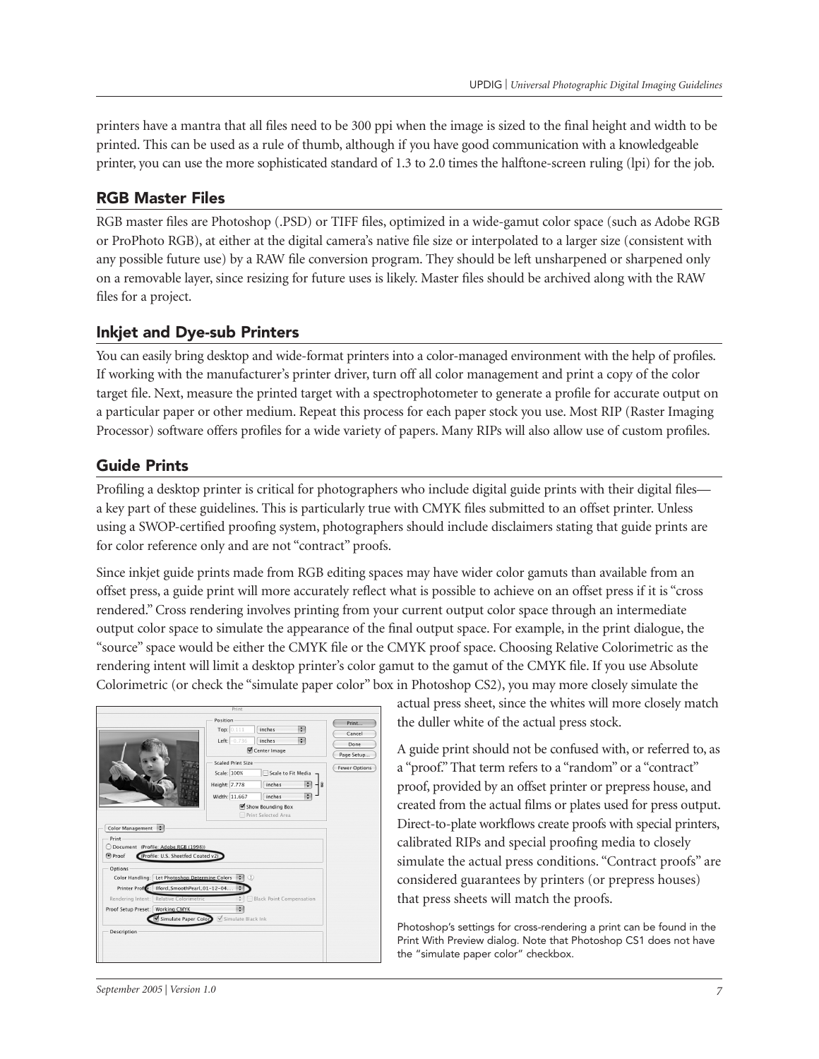printers have a mantra that all files need to be 300 ppi when the image is sized to the final height and width to be printed. This can be used as a rule of thumb, although if you have good communication with a knowledgeable printer, you can use the more sophisticated standard of 1.3 to 2.0 times the halftone-screen ruling (lpi) for the job.

## RGB Master Files

RGB master files are Photoshop (.PSD) or TIFF files, optimized in a wide-gamut color space (such as Adobe RGB or ProPhoto RGB), at either at the digital camera's native file size or interpolated to a larger size (consistent with any possible future use) by a RAW file conversion program. They should be left unsharpened or sharpened only on a removable layer, since resizing for future uses is likely. Master files should be archived along with the RAW files for a project.

## Inkjet and Dye-sub Printers

You can easily bring desktop and wide-format printers into a color-managed environment with the help of profiles. If working with the manufacturer's printer driver, turn off all color management and print a copy of the color target file. Next, measure the printed target with a spectrophotometer to generate a profile for accurate output on a particular paper or other medium. Repeat this process for each paper stock you use. Most RIP (Raster Imaging Processor) software offers profiles for a wide variety of papers. Many RIPs will also allow use of custom profiles.

## Guide Prints

Profiling a desktop printer is critical for photographers who include digital guide prints with their digital files—a key part of these guidelines. This is particularly true with CMYK files submitted to an offset printer. Unless using a SWOP-certified proofing system, photographers should include disclaimers stating that guide prints are for color reference only and are not "contract" proofs.

Since inkjet guide prints made from RGB editing spaces may have wider color gamuts than available from an offset press, a guide print will more accurately reflect what is possible to achieve on an offset press if it is "cross rendered." Cross rendering involves printing from your current output color space through an intermediate output color space to simulate the appearance of the final output space. For example, in the print dialogue, the "source" space would be either the CMYK file or the CMYK proof space. Choosing Relative Colorimetric as the rendering intent will limit a desktop printer's color gamut to the gamut of the CMYK file. If you use Absolute Colorimetric (or check the "simulate paper color" box in Photoshop CS2), you may more closely simulate the actual press sheet, since the whites will more closely match the duller white of the actual press stock.

A guide print should not be confused with, or referred to, as a "proof." That term refers to a "random" or a "contract" proof, provided by an offset printer or prepress house, and created from the actual films or plates used for press output. Direct-to-plate workflows create proofs with special printers, calibrated RIPs and special proofing media to closely simulate the actual press conditions. "Contract proofs" are considered guarantees by printers (or prepress houses) that press sheets will match the proofs.

Photoshop's settings for cross-rendering a print can be found in the Print With Preview dialog. Note that Photoshop CS1 does not have the "simulate paper color" checkbox.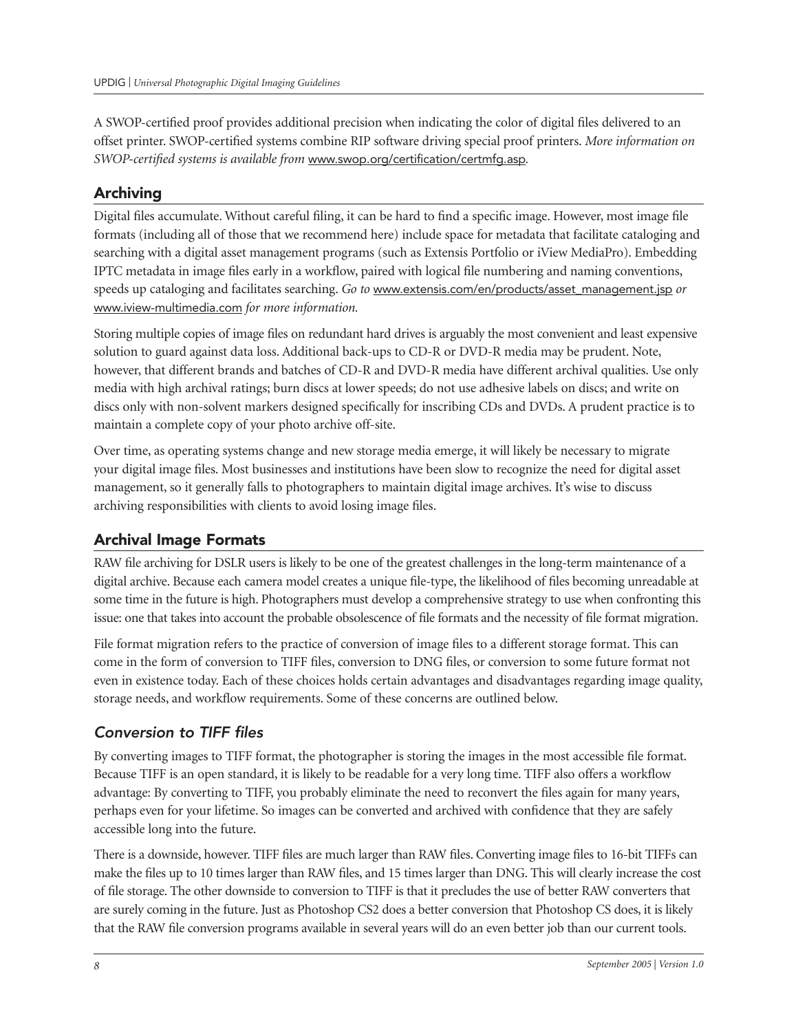A SWOP-certified proof provides additional precision when indicating the color of digital files delivered to an offset printer. SWOP-certified systems combine RIP software driving special proof printers. *More information on SWOP-certified systems is available from* www.swop.org/certification/certmfg.asp.

## Archiving

Digital files accumulate. Without careful filing, it can be hard to find a specific image. However, most image file formats (including all of those that we recommend here) include space for metadata that facilitate cataloging and searching with a digital asset management programs (such as Extensis Portfolio or iView MediaPro). Embedding IPTC metadata in image files early in a workflow, paired with logical file numbering and naming conventions, speeds up cataloging and facilitates searching. *Go to* www.extensis.com/en/products/asset_management.jsp *or* www.iview-multimedia.com *for more information.*

Storing multiple copies of image files on redundant hard drives is arguably the most convenient and least expensive solution to guard against data loss. Additional back-ups to CD-R or DVD-R media may be prudent. Note, however, that different brands and batches of CD-R and DVD-R media have different archival qualities. Use only media with high archival ratings; burn discs at lower speeds; do not use adhesive labels on discs; and write on discs only with non-solvent markers designed specifically for inscribing CDs and DVDs. A prudent practice is to maintain a complete copy of your photo archive off-site.

Over time, as operating systems change and new storage media emerge, it will likely be necessary to migrate your digital image files. Most businesses and institutions have been slow to recognize the need for digital asset management, so it generally falls to photographers to maintain digital image archives. It's wise to discuss archiving responsibilities with clients to avoid losing image files.

## Archival Image Formats

RAW file archiving for DSLR users is likely to be one of the greatest challenges in the long-term maintenance of a digital archive. Because each camera model creates a unique file-type, the likelihood of files becoming unreadable at some time in the future is high. Photographers must develop a comprehensive strategy to use when confronting this issue: one that takes into account the probable obsolescence of file formats and the necessity of file format migration.

File format migration refers to the practice of conversion of image files to a different storage format. This can come in the form of conversion to TIFF files, conversion to DNG files, or conversion to some future format not even in existence today. Each of these choices holds certain advantages and disadvantages regarding image quality, storage needs, and workflow requirements. Some of these concerns are outlined below.

### *Conversion to TIFF files*

By converting images to TIFF format, the photographer is storing the images in the most accessible file format. Because TIFF is an open standard, it is likely to be readable for a very long time. TIFF also offers a workflow advantage: By converting to TIFF, you probably eliminate the need to reconvert the files again for many years, perhaps even for your lifetime. So images can be converted and archived with confidence that they are safely accessible long into the future.

There is a downside, however. TIFF files are much larger than RAW files. Converting image files to 16-bit TIFFs can make the files up to 10 times larger than RAW files, and 15 times larger than DNG. This will clearly increase the cost of file storage. The other downside to conversion to TIFF is that it precludes the use of better RAW converters that are surely coming in the future. Just as Photoshop CS2 does a better conversion that Photoshop CS does, it is likely that the RAW file conversion programs available in several years will do an even better job than our current tools.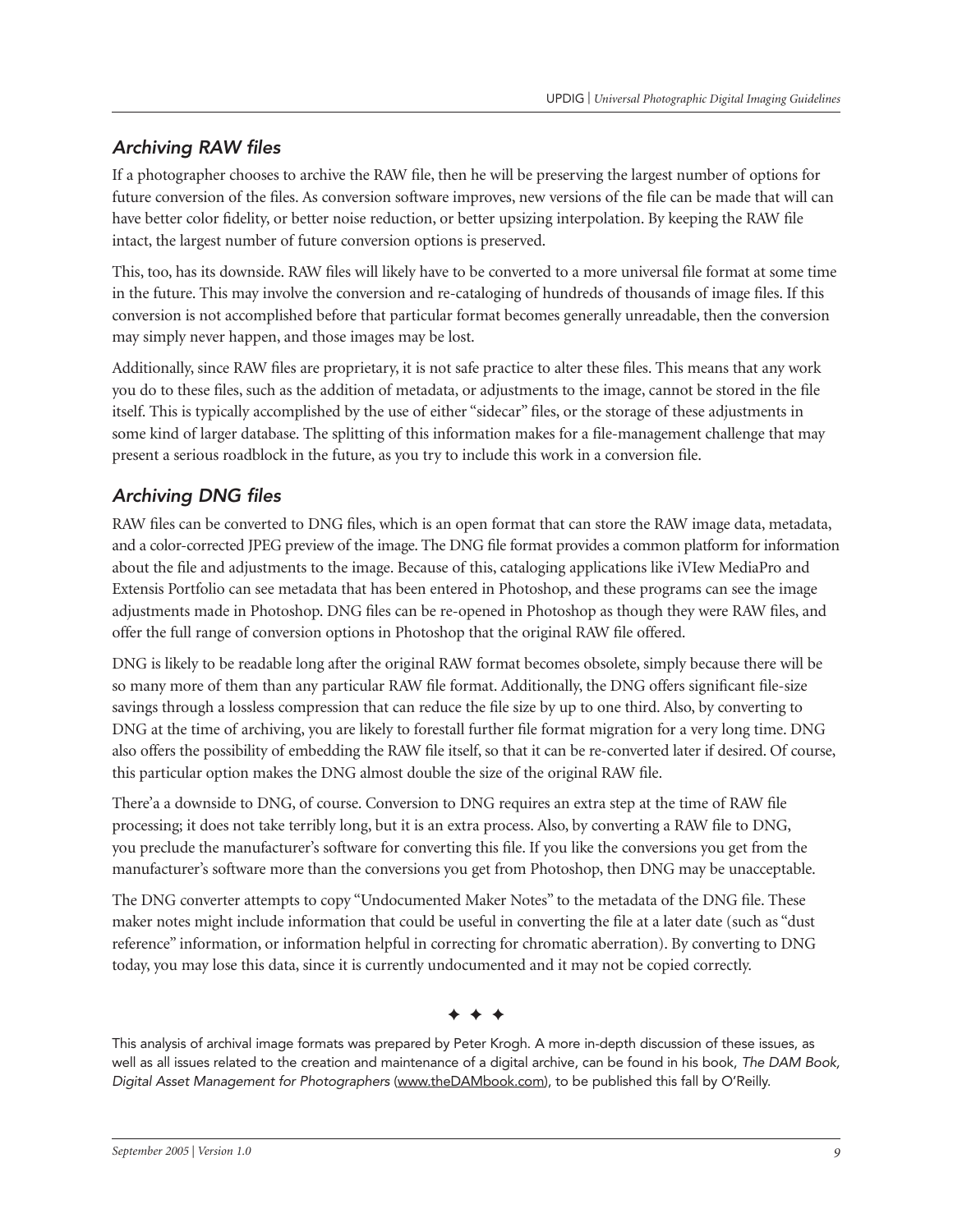## *Archiving RAW files*

If a photographer chooses to archive the RAW file, then he will be preserving the largest number of options for future conversion of the files. As conversion software improves, new versions of the file can be made that will can have better color fidelity, or better noise reduction, or better upsizing interpolation. By keeping the RAW file intact, the largest number of future conversion options is preserved.

This, too, has its downside. RAW files will likely have to be converted to a more universal file format at some time in the future. This may involve the conversion and re-cataloging of hundreds of thousands of image files. If this conversion is not accomplished before that particular format becomes generally unreadable, then the conversion may simply never happen, and those images may be lost.

Additionally, since RAW files are proprietary, it is not safe practice to alter these files. This means that any work you do to these files, such as the addition of metadata, or adjustments to the image, cannot be stored in the file itself. This is typically accomplished by the use of either "sidecar" files, or the storage of these adjustments in some kind of larger database. The splitting of this information makes for a file-management challenge that may present a serious roadblock in the future, as you try to include this work in a conversion file.

## *Archiving DNG files*

RAW files can be converted to DNG files, which is an open format that can store the RAW image data, metadata, and a color-corrected JPEG preview of the image. The DNG file format provides a common platform for information about the file and adjustments to the image. Because of this, cataloging applications like iVIew MediaPro and Extensis Portfolio can see metadata that has been entered in Photoshop, and these programs can see the image adjustments made in Photoshop. DNG files can be re-opened in Photoshop as though they were RAW files, and offer the full range of conversion options in Photoshop that the original RAW file offered.

DNG is likely to be readable long after the original RAW format becomes obsolete, simply because there will be so many more of them than any particular RAW file format. Additionally, the DNG offers significant file-size savings through a lossless compression that can reduce the file size by up to one third. Also, by converting to DNG at the time of archiving, you are likely to forestall further file format migration for a very long time. DNG also offers the possibility of embedding the RAW file itself, so that it can be re-converted later if desired. Of course, this particular option makes the DNG almost double the size of the original RAW file.

There'a a downside to DNG, of course. Conversion to DNG requires an extra step at the time of RAW file processing; it does not take terribly long, but it is an extra process. Also, by converting a RAW file to DNG, you preclude the manufacturer's software for converting this file. If you like the conversions you get from the manufacturer's software more than the conversions you get from Photoshop, then DNG may be unacceptable.

The DNG converter attempts to copy "Undocumented Maker Notes" to the metadata of the DNG file. These maker notes might include information that could be useful in converting the file at a later date (such as "dust reference" information, or information helpful in correcting for chromatic aberration). By converting to DNG today, you may lose this data, since it is currently undocumented and it may not be copied correctly.

✦ ✦ ✦

This analysis of archival image formats was prepared by Peter Krogh. A more in-depth discussion of these issues, as well as all issues related to the creation and maintenance of a digital archive, can be found in his book, *The DAM Book, Digital Asset Management for Photographers* (www.theDAMbook.com), to be published this fall by O'Reilly.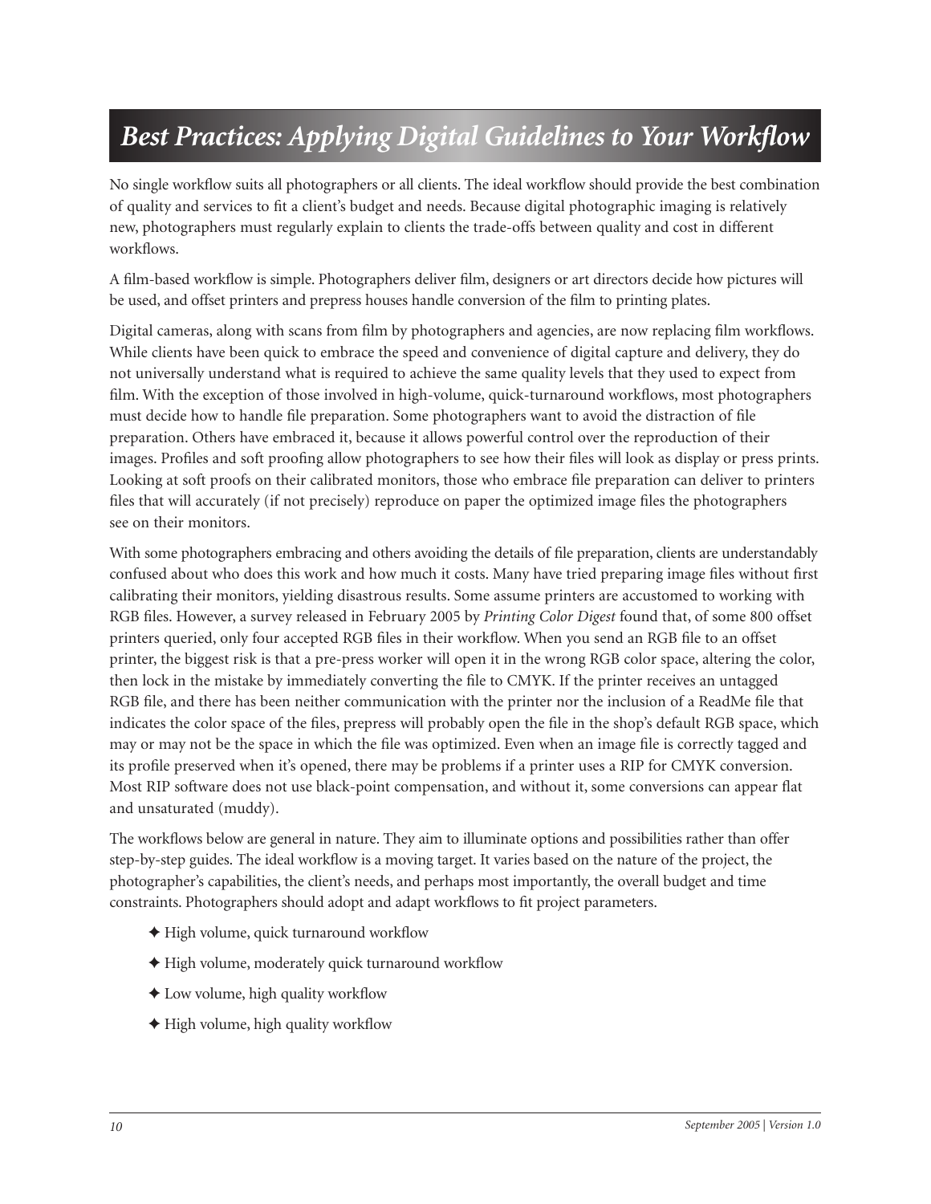# *Best Practices: Applying Digital Guidelines to Your Workflow*

No single workflow suits all photographers or all clients. The ideal workflow should provide the best combination of quality and services to fit a client's budget and needs. Because digital photographic imaging is relatively new, photographers must regularly explain to clients the trade-offs between quality and cost in different workflows.

A film-based workflow is simple. Photographers deliver film, designers or art directors decide how pictures will be used, and offset printers and prepress houses handle conversion of the film to printing plates.

Digital cameras, along with scans from film by photographers and agencies, are now replacing film workflows. While clients have been quick to embrace the speed and convenience of digital capture and delivery, they do not universally understand what is required to achieve the same quality levels that they used to expect from film. With the exception of those involved in high-volume, quick-turnaround workflows, most photographers must decide how to handle file preparation. Some photographers want to avoid the distraction of file preparation. Others have embraced it, because it allows powerful control over the reproduction of their images. Profiles and soft proofing allow photographers to see how their files will look as display or press prints. Looking at soft proofs on their calibrated monitors, those who embrace file preparation can deliver to printers files that will accurately (if not precisely) reproduce on paper the optimized image files the photographers see on their monitors.

With some photographers embracing and others avoiding the details of file preparation, clients are understandably confused about who does this work and how much it costs. Many have tried preparing image files without first calibrating their monitors, yielding disastrous results. Some assume printers are accustomed to working with RGB files. However, a survey released in February 2005 by *Printing Color Digest* found that, of some 800 offset printers queried, only four accepted RGB files in their workflow. When you send an RGB file to an offset printer, the biggest risk is that a pre-press worker will open it in the wrong RGB color space, altering the color, then lock in the mistake by immediately converting the file to CMYK. If the printer receives an untagged RGB file, and there has been neither communication with the printer nor the inclusion of a ReadMe file that indicates the color space of the files, prepress will probably open the file in the shop's default RGB space, which may or may not be the space in which the file was optimized. Even when an image file is correctly tagged and its profile preserved when it's opened, there may be problems if a printer uses a RIP for CMYK conversion. Most RIP software does not use black-point compensation, and without it, some conversions can appear flat and unsaturated (muddy).

The workflows below are general in nature. They aim to illuminate options and possibilities rather than offer step-by-step guides. The ideal workflow is a moving target. It varies based on the nature of the project, the photographer's capabilities, the client's needs, and perhaps most importantly, the overall budget and time constraints. Photographers should adopt and adapt workflows to fit project parameters.

- High volume, quick turnaround workflow
- High volume, moderately quick turnaround workflow
- Low volume, high quality workflow
- High volume, high quality workflow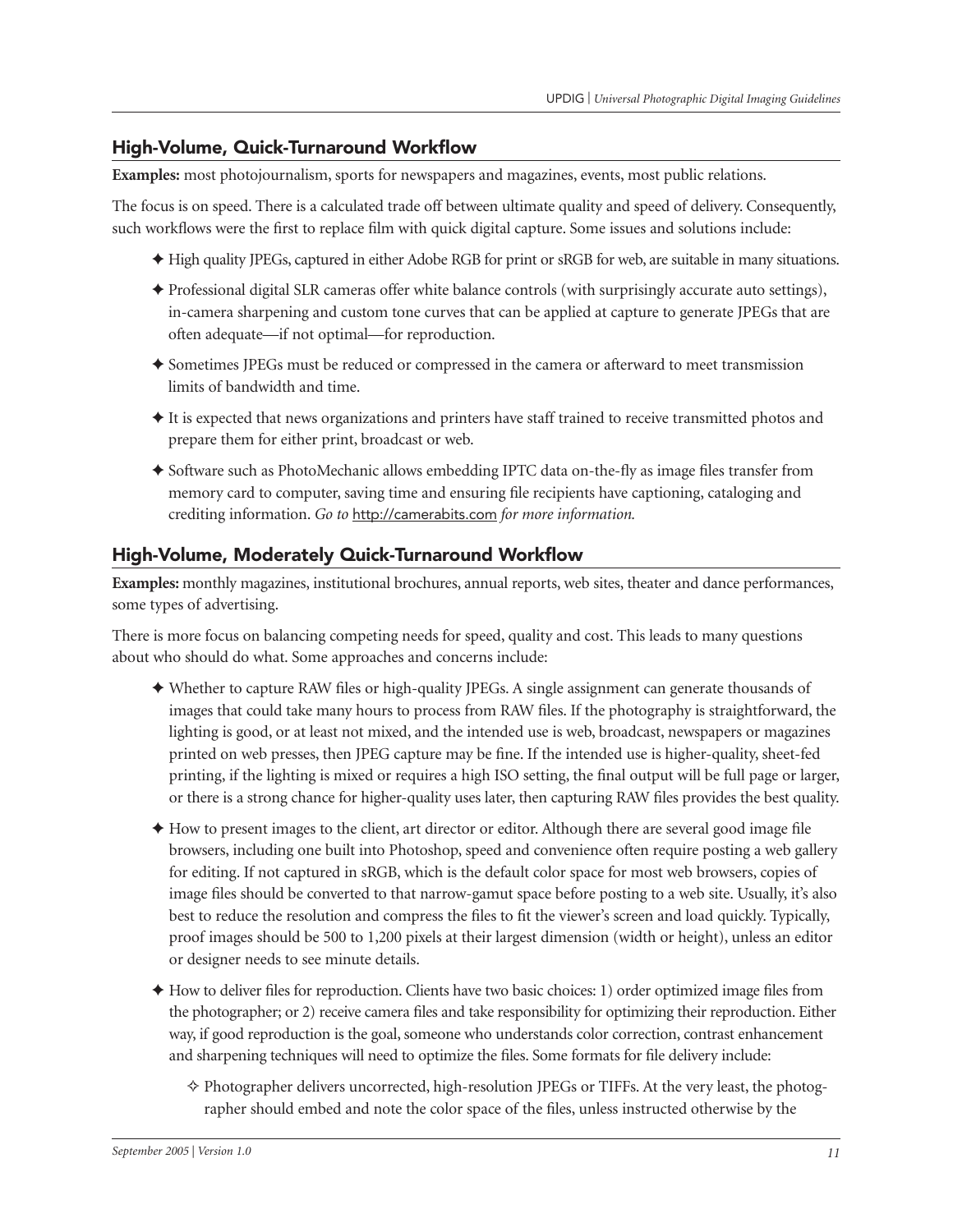## High-Volume, Quick-Turnaround Workflow

**Examples:** most photojournalism, sports for newspapers and magazines, events, most public relations.

The focus is on speed. There is a calculated trade off between ultimate quality and speed of delivery. Consequently, such workflows were the first to replace film with quick digital capture. Some issues and solutions include:

- High quality JPEGs, captured in either Adobe RGB for print or sRGB for web, are suitable in many situations.
- Professional digital SLR cameras offer white balance controls (with surprisingly accurate auto settings), in-camera sharpening and custom tone curves that can be applied at capture to generate JPEGs that are often adequate—if not optimal—for reproduction.
- Sometimes JPEGs must be reduced or compressed in the camera or afterward to meet transmission limits of bandwidth and time.
- It is expected that news organizations and printers have staff trained to receive transmitted photos and prepare them for either print, broadcast or web.
- Software such as PhotoMechanic allows embedding IPTC data on-the-fly as image files transfer from memory card to computer, saving time and ensuring file recipients have captioning, cataloging and crediting information. *Go to* http://camerabits.com *for more information.*

## High-Volume, Moderately Quick-Turnaround Workflow

**Examples:** monthly magazines, institutional brochures, annual reports, web sites, theater and dance performances, some types of advertising.

There is more focus on balancing competing needs for speed, quality and cost. This leads to many questions about who should do what. Some approaches and concerns include:

- Whether to capture RAW files or high-quality JPEGs. A single assignment can generate thousands of images that could take many hours to process from RAW files. If the photography is straightforward, the lighting is good, or at least not mixed, and the intended use is web, broadcast, newspapers or magazines printed on web presses, then JPEG capture may be fine. If the intended use is higher-quality, sheet-fed printing, if the lighting is mixed or requires a high ISO setting, the final output will be full page or larger, or there is a strong chance for higher-quality uses later, then capturing RAW files provides the best quality.
- How to present images to the client, art director or editor. Although there are several good image file browsers, including one built into Photoshop, speed and convenience often require posting a web gallery for editing. If not captured in sRGB, which is the default color space for most web browsers, copies of image files should be converted to that narrow-gamut space before posting to a web site. Usually, it's also best to reduce the resolution and compress the files to fit the viewer's screen and load quickly. Typically, proof images should be 500 to 1,200 pixels at their largest dimension (width or height), unless an editor or designer needs to see minute details.
- How to deliver files for reproduction. Clients have two basic choices: 1) order optimized image files from the photographer; or 2) receive camera files and take responsibility for optimizing their reproduction. Either way, if good reproduction is the goal, someone who understands color correction, contrast enhancement and sharpening techniques will need to optimize the files. Some formats for file delivery include:
  - Photographer delivers uncorrected, high-resolution JPEGs or TIFFs. At the very least, the photographer should embed and note the color space of the files, unless instructed otherwise by the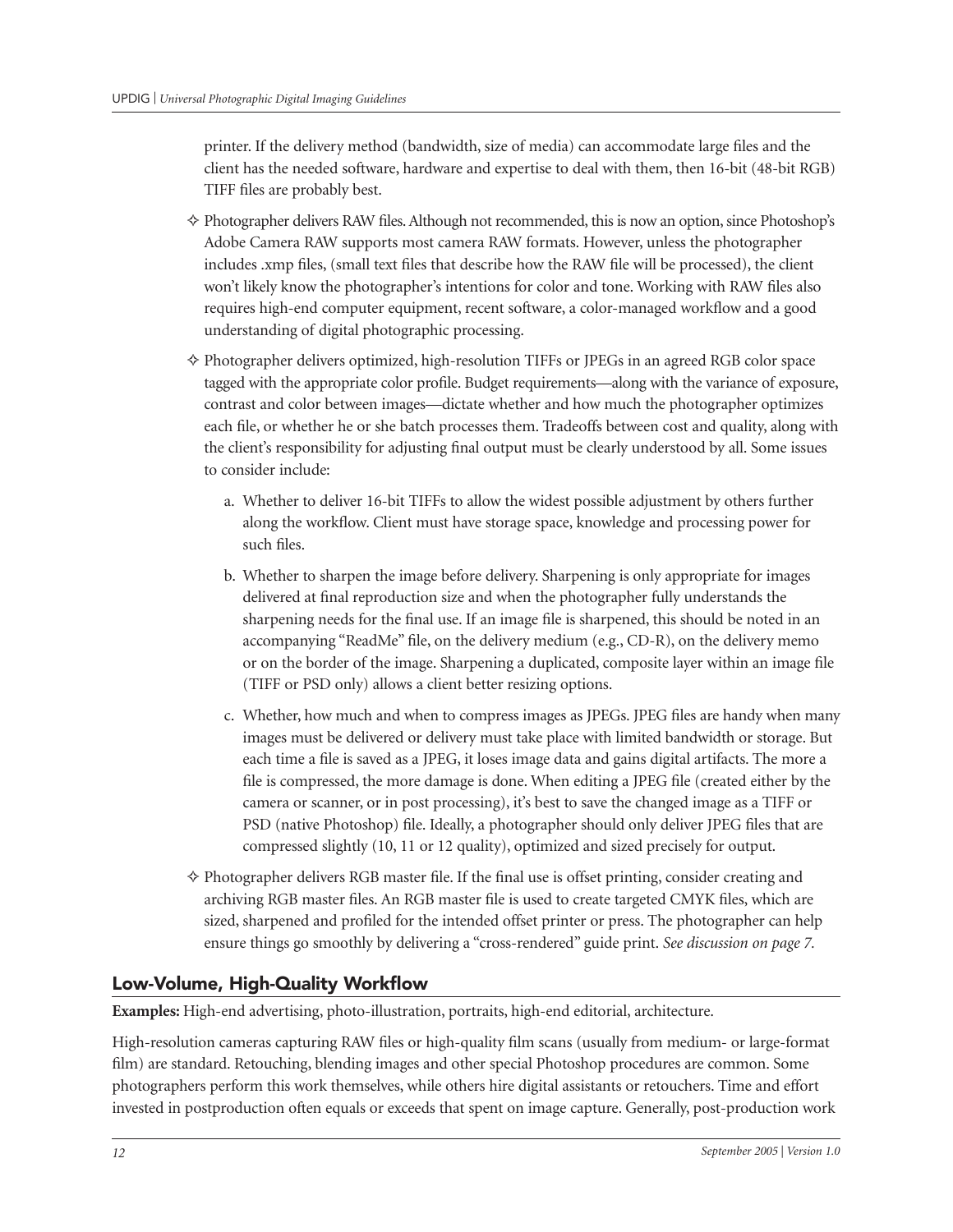printer. If the delivery method (bandwidth, size of media) can accommodate large files and the client has the needed software, hardware and expertise to deal with them, then 16-bit (48-bit RGB) TIFF files are probably best.

- ✧ Photographer delivers RAW files. Although not recommended, this is now an option, since Photoshop's Adobe Camera RAW supports most camera RAW formats. However, unless the photographer includes .xmp files, (small text files that describe how the RAW file will be processed), the client won't likely know the photographer's intentions for color and tone. Working with RAW files also requires high-end computer equipment, recent software, a color-managed workflow and a good understanding of digital photographic processing.

- ✧ Photographer delivers optimized, high-resolution TIFFs or JPEGs in an agreed RGB color space tagged with the appropriate color profile. Budget requirements—along with the variance of exposure, contrast and color between images—dictate whether and how much the photographer optimizes each file, or whether he or she batch processes them. Tradeoffs between cost and quality, along with the client's responsibility for adjusting final output must be clearly understood by all. Some issues to consider include:

  a. Whether to deliver 16-bit TIFFs to allow the widest possible adjustment by others further along the workflow. Client must have storage space, knowledge and processing power for such files.

  b. Whether to sharpen the image before delivery. Sharpening is only appropriate for images delivered at final reproduction size and when the photographer fully understands the sharpening needs for the final use. If an image file is sharpened, this should be noted in an accompanying "ReadMe" file, on the delivery medium (e.g., CD-R), on the delivery memo or on the border of the image. Sharpening a duplicated, composite layer within an image file (TIFF or PSD only) allows a client better resizing options.

  c. Whether, how much and when to compress images as JPEGs. JPEG files are handy when many images must be delivered or delivery must take place with limited bandwidth or storage. But each time a file is saved as a JPEG, it loses image data and gains digital artifacts. The more a file is compressed, the more damage is done. When editing a JPEG file (created either by the camera or scanner, or in post processing), it's best to save the changed image as a TIFF or PSD (native Photoshop) file. Ideally, a photographer should only deliver JPEG files that are compressed slightly (10, 11 or 12 quality), optimized and sized precisely for output.

- ✧ Photographer delivers RGB master file. If the final use is offset printing, consider creating and archiving RGB master files. An RGB master file is used to create targeted CMYK files, which are sized, sharpened and profiled for the intended offset printer or press. The photographer can help ensure things go smoothly by delivering a "cross-rendered" guide print. *See discussion on page 7.*

## Low-Volume, High-Quality Workflow

**Examples:** High-end advertising, photo-illustration, portraits, high-end editorial, architecture.

High-resolution cameras capturing RAW files or high-quality film scans (usually from medium- or large-format film) are standard. Retouching, blending images and other special Photoshop procedures are common. Some photographers perform this work themselves, while others hire digital assistants or retouchers. Time and effort invested in postproduction often equals or exceeds that spent on image capture. Generally, post-production work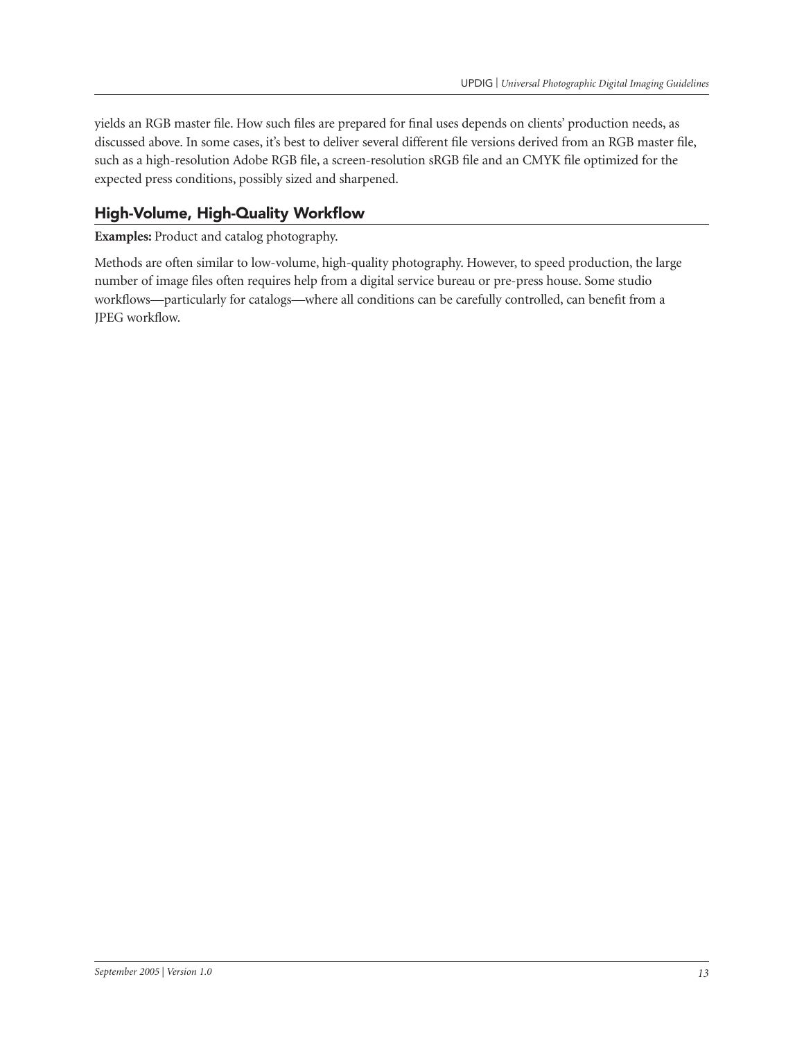yields an RGB master file. How such files are prepared for final uses depends on clients' production needs, as discussed above. In some cases, it's best to deliver several different file versions derived from an RGB master file, such as a high-resolution Adobe RGB file, a screen-resolution sRGB file and an CMYK file optimized for the expected press conditions, possibly sized and sharpened.

## High-Volume, High-Quality Workflow

**Examples:** Product and catalog photography.

Methods are often similar to low-volume, high-quality photography. However, to speed production, the large number of image files often requires help from a digital service bureau or pre-press house. Some studio workflows—particularly for catalogs—where all conditions can be carefully controlled, can benefit from a JPEG workflow.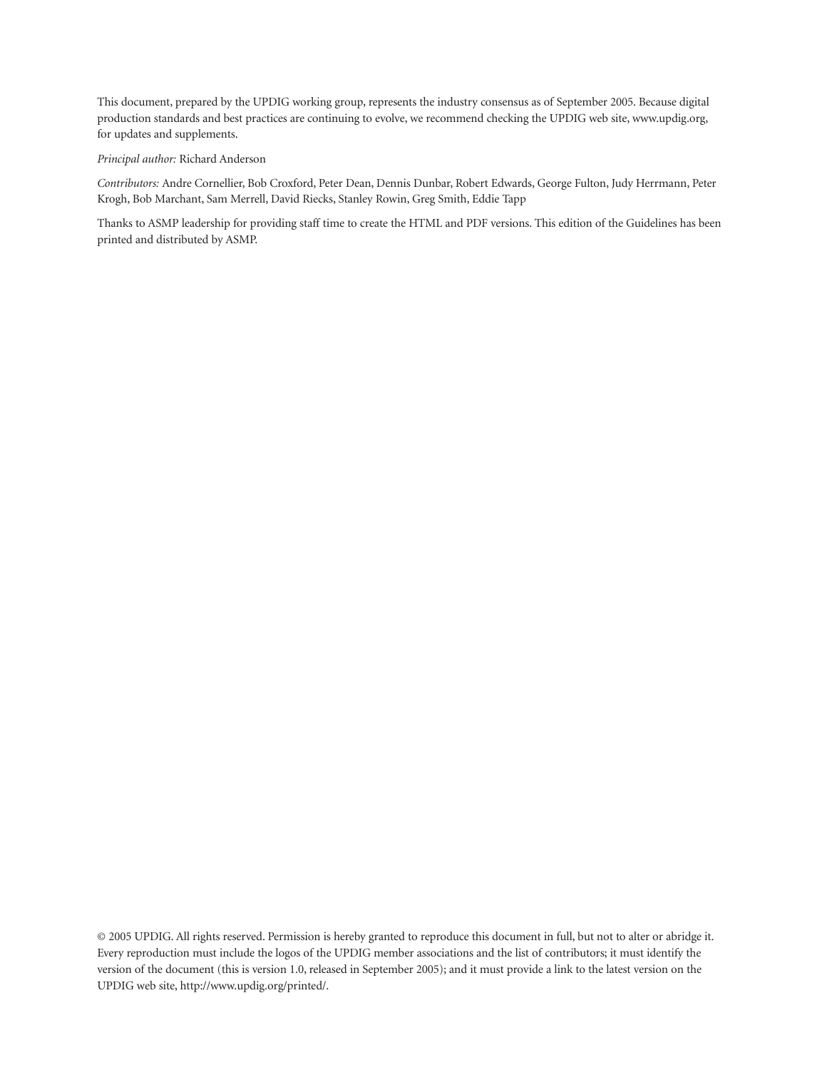This document, prepared by the UPDIG working group, represents the industry consensus as of September 2005. Because digital production standards and best practices are continuing to evolve, we recommend checking the UPDIG web site, www.updig.org, for updates and supplements.

*Principal author:* Richard Anderson

*Contributors:* Andre Cornellier, Bob Croxford, Peter Dean, Dennis Dunbar, Robert Edwards, George Fulton, Judy Herrmann, Peter Krogh, Bob Marchant, Sam Merrell, David Riecks, Stanley Rowin, Greg Smith, Eddie Tapp

Thanks to ASMP leadership for providing staff time to create the HTML and PDF versions. This edition of the Guidelines has been printed and distributed by ASMP.

© 2005 UPDIG. All rights reserved. Permission is hereby granted to reproduce this document in full, but not to alter or abridge it. Every reproduction must include the logos of the UPDIG member associations and the list of contributors; it must identify the version of the document (this is version 1.0, released in September 2005); and it must provide a link to the latest version on the UPDIG web site, http://www.updig.org/printed/.